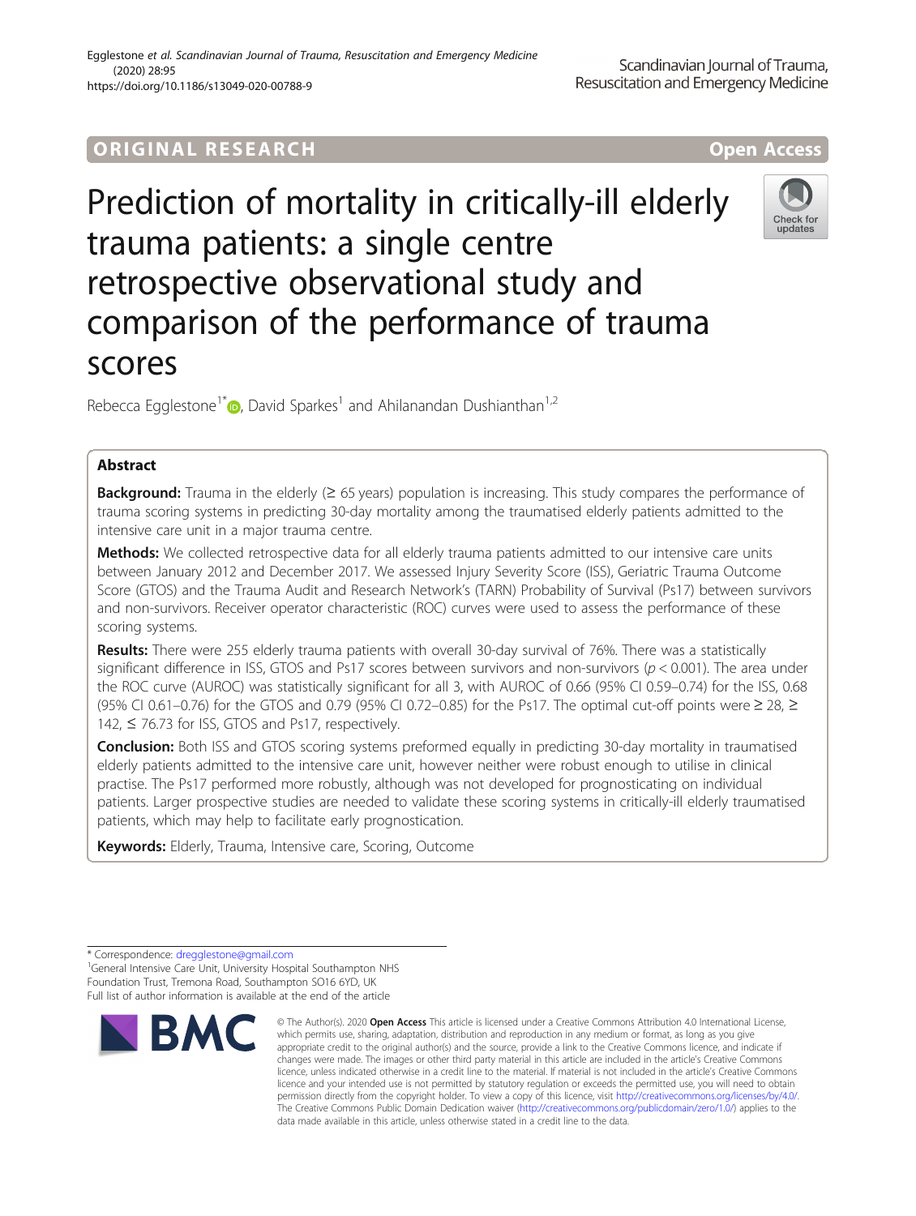ORIGINAL RESEARCH

Open Access

# Prediction of mortality in critically-ill elderly trauma patients: a single centre retrospective observational study and comparison of the performance of trauma scores

Rebecca Egglestone[1*], David Sparkes[1] and Ahilanandan Dushianthan[1,2]

## Abstract

**Background:** Trauma in the elderly (≥ 65 years) population is increasing. This study compares the performance of trauma scoring systems in predicting 30-day mortality among the traumatised elderly patients admitted to the intensive care unit in a major trauma centre.

**Methods:** We collected retrospective data for all elderly trauma patients admitted to our intensive care units between January 2012 and December 2017. We assessed Injury Severity Score (ISS), Geriatric Trauma Outcome Score (GTOS) and the Trauma Audit and Research Network's (TARN) Probability of Survival (Ps17) between survivors and non-survivors. Receiver operator characteristic (ROC) curves were used to assess the performance of these scoring systems.

**Results:** There were 255 elderly trauma patients with overall 30-day survival of 76%. There was a statistically significant difference in ISS, GTOS and Ps17 scores between survivors and non-survivors ($p < 0.001$). The area under the ROC curve (AUROC) was statistically significant for all 3, with AUROC of 0.66 (95% CI 0.59–0.74) for the ISS, 0.68 (95% CI 0.61–0.76) for the GTOS and 0.79 (95% CI 0.72–0.85) for the Ps17. The optimal cut-off points were ≥ 28, ≥ 142, ≤ 76.73 for ISS, GTOS and Ps17, respectively.

**Conclusion:** Both ISS and GTOS scoring systems preformed equally in predicting 30-day mortality in traumatised elderly patients admitted to the intensive care unit, however neither were robust enough to utilise in clinical practise. The Ps17 performed more robustly, although was not developed for prognosticating on individual patients. Larger prospective studies are needed to validate these scoring systems in critically-ill elderly traumatised patients, which may help to facilitate early prognostication.

**Keywords:** Elderly, Trauma, Intensive care, Scoring, Outcome

\* Correspondence: dregglestone@gmail.com

[1]General Intensive Care Unit, University Hospital Southampton NHS Foundation Trust, Tremona Road, Southampton SO16 6YD, UK

Full list of author information is available at the end of the article

© The Author(s). 2020 **Open Access** This article is licensed under a Creative Commons Attribution 4.0 International License, which permits use, sharing, adaptation, distribution and reproduction in any medium or format, as long as you give appropriate credit to the original author(s) and the source, provide a link to the Creative Commons licence, and indicate if changes were made. The images or other third party material in this article are included in the article's Creative Commons licence, unless indicated otherwise in a credit line to the material. If material is not included in the article's Creative Commons licence and your intended use is not permitted by statutory regulation or exceeds the permitted use, you will need to obtain permission directly from the copyright holder. To view a copy of this licence, visit http://creativecommons.org/licenses/by/4.0/. The Creative Commons Public Domain Dedication waiver (http://creativecommons.org/publicdomain/zero/1.0/) applies to the data made available in this article, unless otherwise stated in a credit line to the data.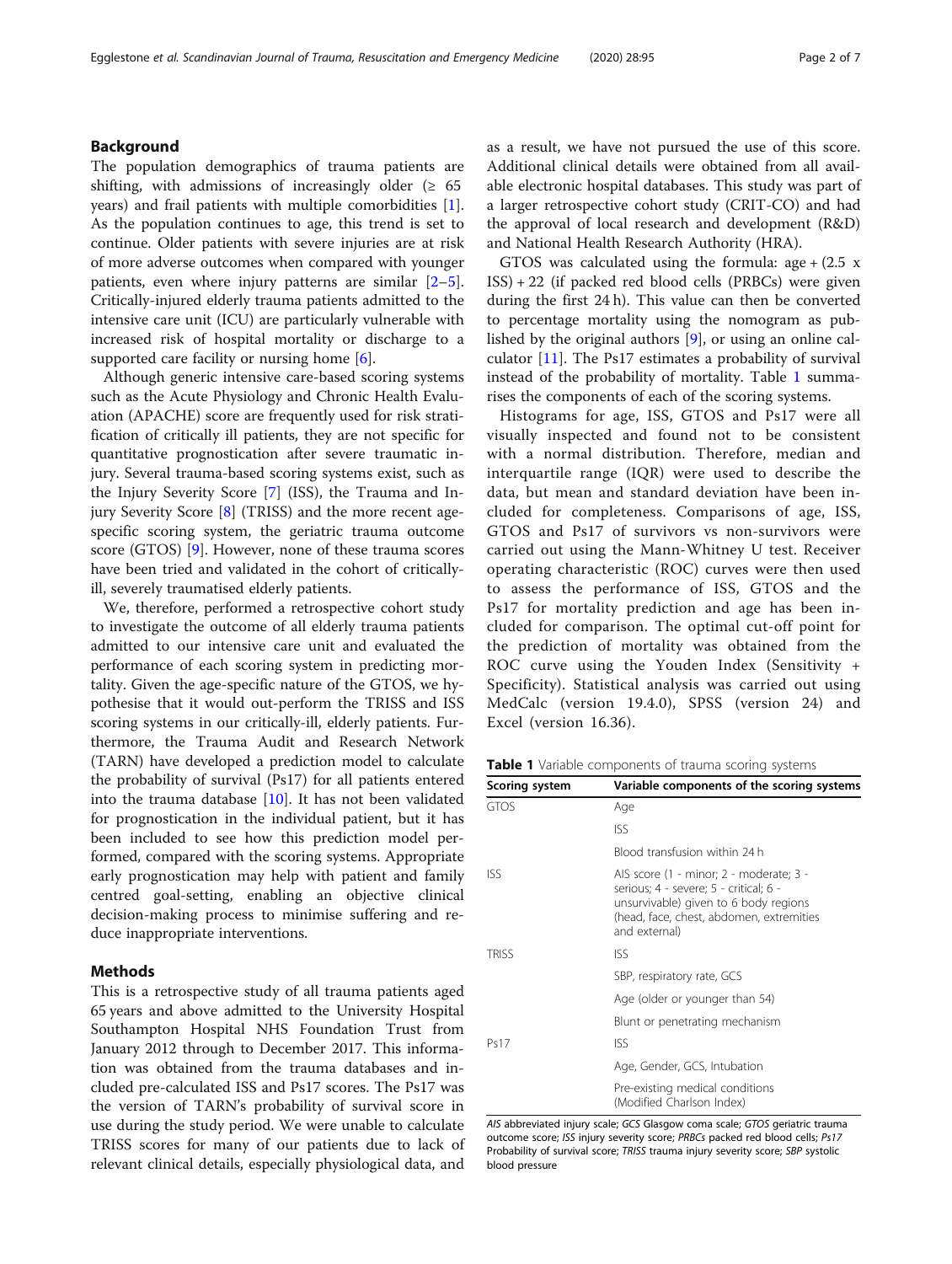## Background

The population demographics of trauma patients are shifting, with admissions of increasingly older (≥ 65 years) and frail patients with multiple comorbidities [1]. As the population continues to age, this trend is set to continue. Older patients with severe injuries are at risk of more adverse outcomes when compared with younger patients, even where injury patterns are similar [2–5]. Critically-injured elderly trauma patients admitted to the intensive care unit (ICU) are particularly vulnerable with increased risk of hospital mortality or discharge to a supported care facility or nursing home [6].

Although generic intensive care-based scoring systems such as the Acute Physiology and Chronic Health Evaluation (APACHE) score are frequently used for risk stratification of critically ill patients, they are not specific for quantitative prognostication after severe traumatic injury. Several trauma-based scoring systems exist, such as the Injury Severity Score [7] (ISS), the Trauma and Injury Severity Score [8] (TRISS) and the more recent age-specific scoring system, the geriatric trauma outcome score (GTOS) [9]. However, none of these trauma scores have been tried and validated in the cohort of critically-ill, severely traumatised elderly patients.

We, therefore, performed a retrospective cohort study to investigate the outcome of all elderly trauma patients admitted to our intensive care unit and evaluated the performance of each scoring system in predicting mortality. Given the age-specific nature of the GTOS, we hypothesise that it would out-perform the TRISS and ISS scoring systems in our critically-ill, elderly patients. Furthermore, the Trauma Audit and Research Network (TARN) have developed a prediction model to calculate the probability of survival (Ps17) for all patients entered into the trauma database [10]. It has not been validated for prognostication in the individual patient, but it has been included to see how this prediction model performed, compared with the scoring systems. Appropriate early prognostication may help with patient and family centred goal-setting, enabling an objective clinical decision-making process to minimise suffering and reduce inappropriate interventions.

## Methods

This is a retrospective study of all trauma patients aged 65 years and above admitted to the University Hospital Southampton Hospital NHS Foundation Trust from January 2012 through to December 2017. This information was obtained from the trauma databases and included pre-calculated ISS and Ps17 scores. The Ps17 was the version of TARN's probability of survival score in use during the study period. We were unable to calculate TRISS scores for many of our patients due to lack of relevant clinical details, especially physiological data, and as a result, we have not pursued the use of this score. Additional clinical details were obtained from all available electronic hospital databases. This study was part of a larger retrospective cohort study (CRIT-CO) and had the approval of local research and development (R&D) and National Health Research Authority (HRA).

GTOS was calculated using the formula: age + (2.5 x ISS) + 22 (if packed red blood cells (PRBCs) were given during the first 24 h). This value can then be converted to percentage mortality using the nomogram as published by the original authors [9], or using an online calculator [11]. The Ps17 estimates a probability of survival instead of the probability of mortality. Table 1 summarises the components of each of the scoring systems.

Histograms for age, ISS, GTOS and Ps17 were all visually inspected and found not to be consistent with a normal distribution. Therefore, median and interquartile range (IQR) were used to describe the data, but mean and standard deviation have been included for completeness. Comparisons of age, ISS, GTOS and Ps17 of survivors vs non-survivors were carried out using the Mann-Whitney U test. Receiver operating characteristic (ROC) curves were then used to assess the performance of ISS, GTOS and the Ps17 for mortality prediction and age has been included for comparison. The optimal cut-off point for the prediction of mortality was obtained from the ROC curve using the Youden Index (Sensitivity + Specificity). Statistical analysis was carried out using MedCalc (version 19.4.0), SPSS (version 24) and Excel (version 16.36).

**Table 1** Variable components of trauma scoring systems

| Scoring system | Variable components of the scoring systems |
|---|---|
| GTOS | Age |
| | ISS |
| | Blood transfusion within 24 h |
| ISS | AIS score (1 - minor; 2 - moderate; 3 - serious; 4 - severe; 5 - critical; 6 - unsurvivable) given to 6 body regions (head, face, chest, abdomen, extremities and external) |
| TRISS | ISS |
| | SBP, respiratory rate, GCS |
| | Age (older or younger than 54) |
| | Blunt or penetrating mechanism |
| Ps17 | ISS |
| | Age, Gender, GCS, Intubation |
| | Pre-existing medical conditions (Modified Charlson Index) |

*AIS* abbreviated injury scale; *GCS* Glasgow coma scale; *GTOS* geriatric trauma outcome score; *ISS* injury severity score; *PRBCs* packed red blood cells; *Ps17* Probability of survival score; *TRISS* trauma injury severity score; *SBP* systolic blood pressure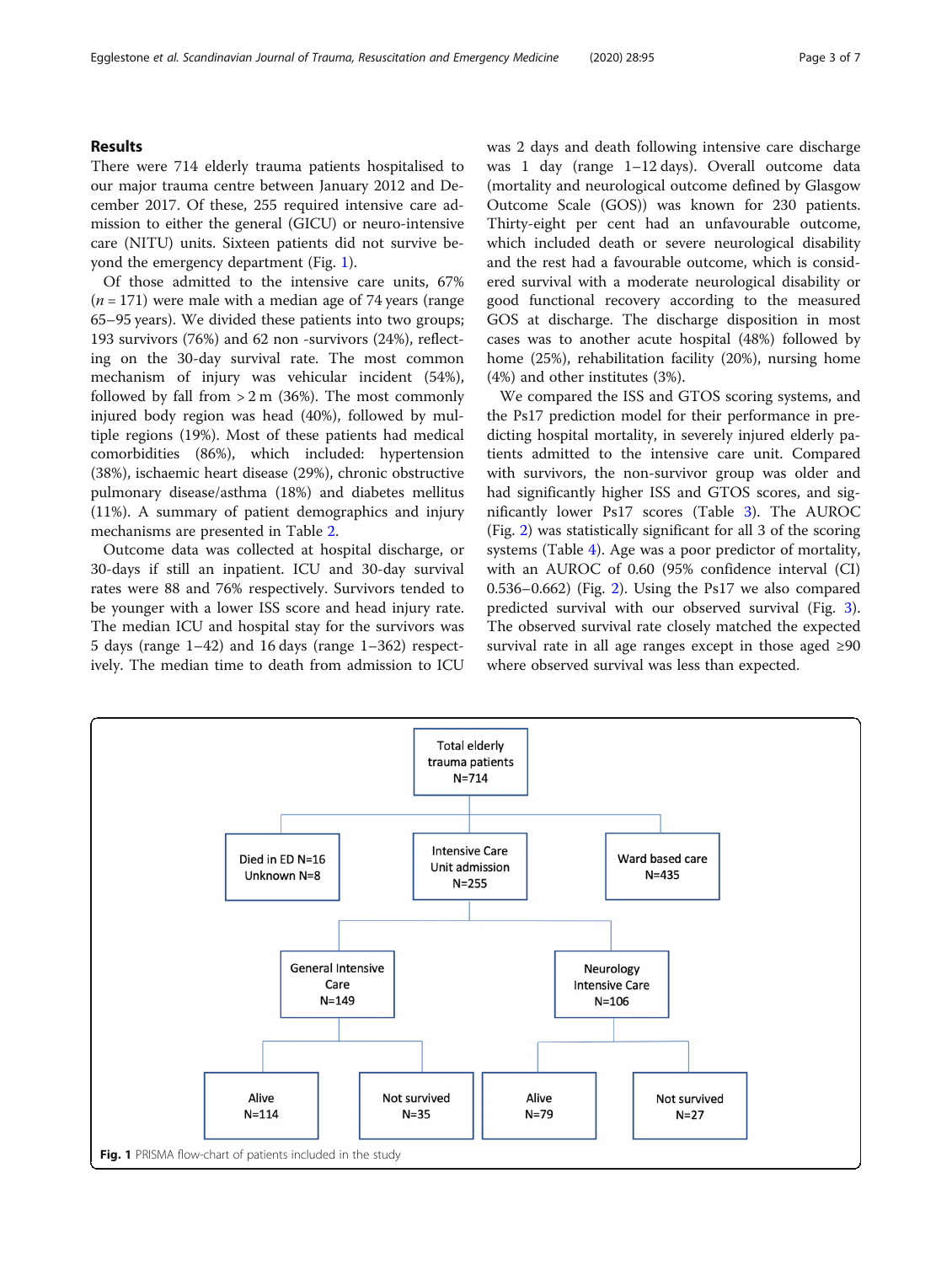## Results

There were 714 elderly trauma patients hospitalised to our major trauma centre between January 2012 and December 2017. Of these, 255 required intensive care admission to either the general (GICU) or neuro-intensive care (NITU) units. Sixteen patients did not survive beyond the emergency department (Fig. 1).

Of those admitted to the intensive care units, 67% ($n = 171$) were male with a median age of 74 years (range 65–95 years). We divided these patients into two groups; 193 survivors (76%) and 62 non -survivors (24%), reflecting on the 30-day survival rate. The most common mechanism of injury was vehicular incident (54%), followed by fall from > 2 m (36%). The most commonly injured body region was head (40%), followed by multiple regions (19%). Most of these patients had medical comorbidities (86%), which included: hypertension (38%), ischaemic heart disease (29%), chronic obstructive pulmonary disease/asthma (18%) and diabetes mellitus (11%). A summary of patient demographics and injury mechanisms are presented in Table 2.

Outcome data was collected at hospital discharge, or 30-days if still an inpatient. ICU and 30-day survival rates were 88 and 76% respectively. Survivors tended to be younger with a lower ISS score and head injury rate. The median ICU and hospital stay for the survivors was 5 days (range 1–42) and 16 days (range 1–362) respectively. The median time to death from admission to ICU was 2 days and death following intensive care discharge was 1 day (range 1–12 days). Overall outcome data (mortality and neurological outcome defined by Glasgow Outcome Scale (GOS)) was known for 230 patients. Thirty-eight per cent had an unfavourable outcome, which included death or severe neurological disability and the rest had a favourable outcome, which is considered survival with a moderate neurological disability or good functional recovery according to the measured GOS at discharge. The discharge disposition in most cases was to another acute hospital (48%) followed by home (25%), rehabilitation facility (20%), nursing home (4%) and other institutes (3%).

We compared the ISS and GTOS scoring systems, and the Ps17 prediction model for their performance in predicting hospital mortality, in severely injured elderly patients admitted to the intensive care unit. Compared with survivors, the non-survivor group was older and had significantly higher ISS and GTOS scores, and significantly lower Ps17 scores (Table 3). The AUROC (Fig. 2) was statistically significant for all 3 of the scoring systems (Table 4). Age was a poor predictor of mortality, with an AUROC of 0.60 (95% confidence interval (CI) 0.536–0.662) (Fig. 2). Using the Ps17 we also compared predicted survival with our observed survival (Fig. 3). The observed survival rate closely matched the expected survival rate in all age ranges except in those aged ≥90 where observed survival was less than expected.

Total elderly trauma patients N=714

- Died in ED N=16, Unknown N=8
- Intensive Care Unit admission N=255
  - General Intensive Care N=149
    - Alive N=114
    - Not survived N=35
  - Neurology Intensive Care N=106
    - Alive N=79
    - Not survived N=27
- Ward based care N=435

**Fig. 1** PRISMA flow-chart of patients included in the study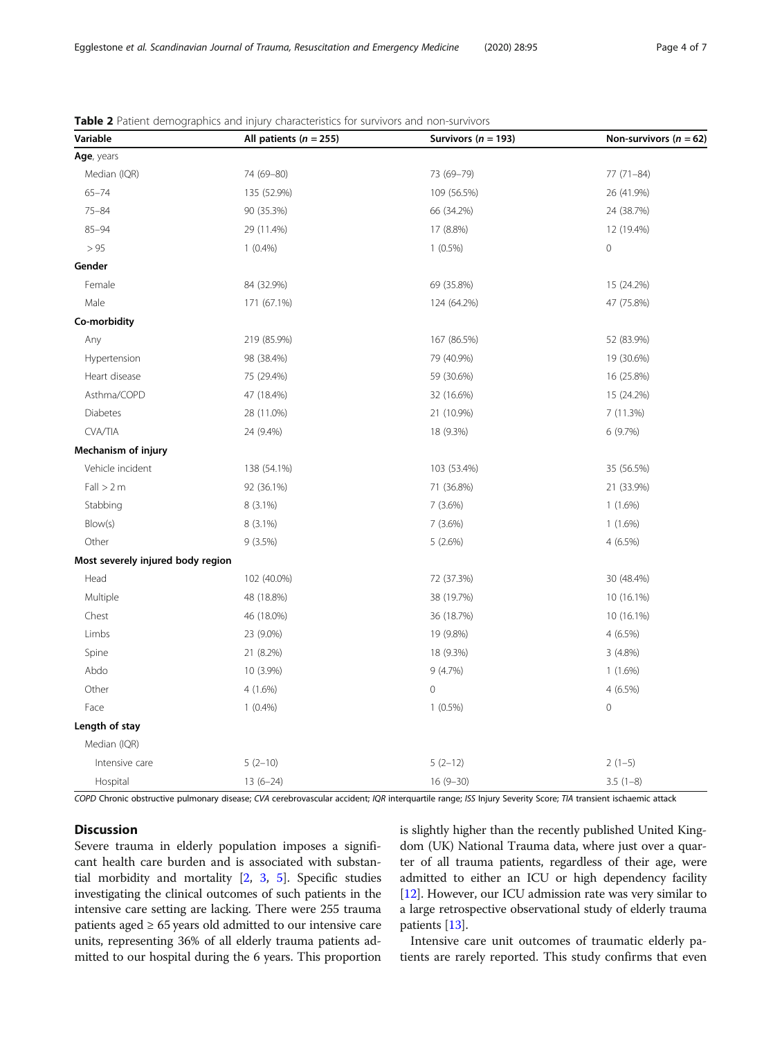**Table 2** Patient demographics and injury characteristics for survivors and non-survivors

| Variable | All patients (*n* = 255) | Survivors (*n* = 193) | Non-survivors (*n* = 62) |
|---|---|---|---|
| **Age**, years | | | |
| Median (IQR) | 74 (69–80) | 73 (69–79) | 77 (71–84) |
| 65–74 | 135 (52.9%) | 109 (56.5%) | 26 (41.9%) |
| 75–84 | 90 (35.3%) | 66 (34.2%) | 24 (38.7%) |
| 85–94 | 29 (11.4%) | 17 (8.8%) | 12 (19.4%) |
| > 95 | 1 (0.4%) | 1 (0.5%) | 0 |
| **Gender** | | | |
| Female | 84 (32.9%) | 69 (35.8%) | 15 (24.2%) |
| Male | 171 (67.1%) | 124 (64.2%) | 47 (75.8%) |
| **Co-morbidity** | | | |
| Any | 219 (85.9%) | 167 (86.5%) | 52 (83.9%) |
| Hypertension | 98 (38.4%) | 79 (40.9%) | 19 (30.6%) |
| Heart disease | 75 (29.4%) | 59 (30.6%) | 16 (25.8%) |
| Asthma/COPD | 47 (18.4%) | 32 (16.6%) | 15 (24.2%) |
| Diabetes | 28 (11.0%) | 21 (10.9%) | 7 (11.3%) |
| CVA/TIA | 24 (9.4%) | 18 (9.3%) | 6 (9.7%) |
| **Mechanism of injury** | | | |
| Vehicle incident | 138 (54.1%) | 103 (53.4%) | 35 (56.5%) |
| Fall > 2 m | 92 (36.1%) | 71 (36.8%) | 21 (33.9%) |
| Stabbing | 8 (3.1%) | 7 (3.6%) | 1 (1.6%) |
| Blow(s) | 8 (3.1%) | 7 (3.6%) | 1 (1.6%) |
| Other | 9 (3.5%) | 5 (2.6%) | 4 (6.5%) |
| **Most severely injured body region** | | | |
| Head | 102 (40.0%) | 72 (37.3%) | 30 (48.4%) |
| Multiple | 48 (18.8%) | 38 (19.7%) | 10 (16.1%) |
| Chest | 46 (18.0%) | 36 (18.7%) | 10 (16.1%) |
| Limbs | 23 (9.0%) | 19 (9.8%) | 4 (6.5%) |
| Spine | 21 (8.2%) | 18 (9.3%) | 3 (4.8%) |
| Abdo | 10 (3.9%) | 9 (4.7%) | 1 (1.6%) |
| Other | 4 (1.6%) | 0 | 4 (6.5%) |
| Face | 1 (0.4%) | 1 (0.5%) | 0 |
| **Length of stay** | | | |
| Median (IQR) | | | |
| Intensive care | 5 (2–10) | 5 (2–12) | 2 (1–5) |
| Hospital | 13 (6–24) | 16 (9–30) | 3.5 (1–8) |

*COPD* Chronic obstructive pulmonary disease; *CVA* cerebrovascular accident; *IQR* interquartile range; *ISS* Injury Severity Score; *TIA* transient ischaemic attack

## Discussion

Severe trauma in elderly population imposes a significant health care burden and is associated with substantial morbidity and mortality [2, 3, 5]. Specific studies investigating the clinical outcomes of such patients in the intensive care setting are lacking. There were 255 trauma patients aged ≥ 65 years old admitted to our intensive care units, representing 36% of all elderly trauma patients admitted to our hospital during the 6 years. This proportion is slightly higher than the recently published United Kingdom (UK) National Trauma data, where just over a quarter of all trauma patients, regardless of their age, were admitted to either an ICU or high dependency facility [12]. However, our ICU admission rate was very similar to a large retrospective observational study of elderly trauma patients [13].

Intensive care unit outcomes of traumatic elderly patients are rarely reported. This study confirms that even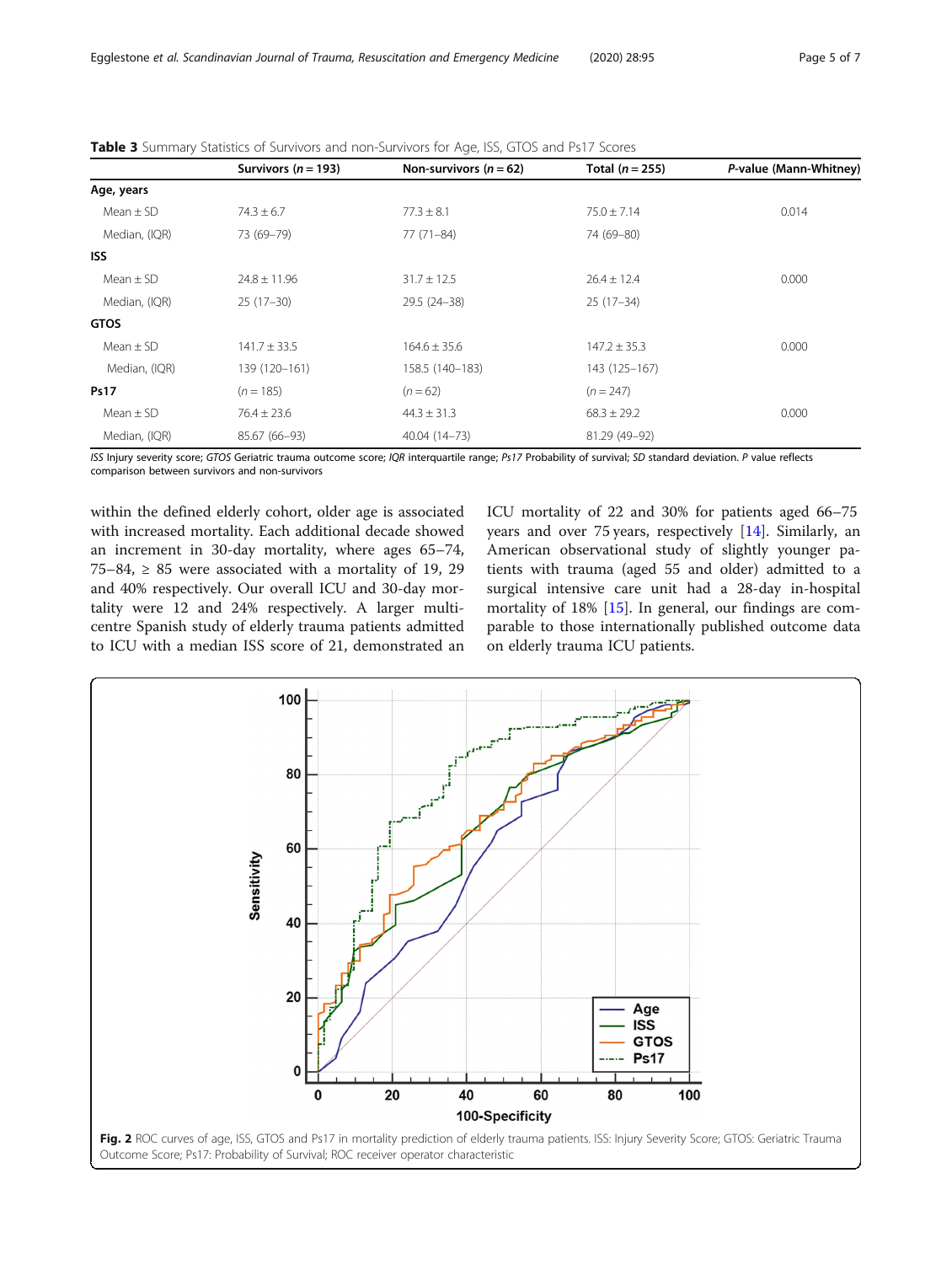**Table 3** Summary Statistics of Survivors and non-Survivors for Age, ISS, GTOS and Ps17 Scores

| | Survivors ($n = 193$) | Non-survivors ($n = 62$) | Total ($n = 255$) | P-value (Mann-Whitney) |
|---|---|---|---|---|
| **Age, years** | | | | |
| Mean ± SD | 74.3 ± 6.7 | 77.3 ± 8.1 | 75.0 ± 7.14 | 0.014 |
| Median, (IQR) | 73 (69–79) | 77 (71–84) | 74 (69–80) | |
| **ISS** | | | | |
| Mean ± SD | 24.8 ± 11.96 | 31.7 ± 12.5 | 26.4 ± 12.4 | 0.000 |
| Median, (IQR) | 25 (17–30) | 29.5 (24–38) | 25 (17–34) | |
| **GTOS** | | | | |
| Mean ± SD | 141.7 ± 33.5 | 164.6 ± 35.6 | 147.2 ± 35.3 | 0.000 |
| Median, (IQR) | 139 (120–161) | 158.5 (140–183) | 143 (125–167) | |
| **Ps17** | ($n = 185$) | ($n = 62$) | ($n = 247$) | |
| Mean ± SD | 76.4 ± 23.6 | 44.3 ± 31.3 | 68.3 ± 29.2 | 0.000 |
| Median, (IQR) | 85.67 (66–93) | 40.04 (14–73) | 81.29 (49–92) | |

*ISS* Injury severity score; *GTOS* Geriatric trauma outcome score; *IQR* interquartile range; *Ps17* Probability of survival; *SD* standard deviation. *P* value reflects comparison between survivors and non-survivors

within the defined elderly cohort, older age is associated with increased mortality. Each additional decade showed an increment in 30-day mortality, where ages 65–74, 75–84, ≥ 85 were associated with a mortality of 19, 29 and 40% respectively. Our overall ICU and 30-day mortality were 12 and 24% respectively. A larger multi-centre Spanish study of elderly trauma patients admitted to ICU with a median ISS score of 21, demonstrated an ICU mortality of 22 and 30% for patients aged 66–75 years and over 75 years, respectively [14]. Similarly, an American observational study of slightly younger patients with trauma (aged 55 and older) admitted to a surgical intensive care unit had a 28-day in-hospital mortality of 18% [15]. In general, our findings are comparable to those internationally published outcome data on elderly trauma ICU patients.

**Fig. 2** ROC curves of age, ISS, GTOS and Ps17 in mortality prediction of elderly trauma patients. ISS: Injury Severity Score; GTOS: Geriatric Trauma Outcome Score; Ps17: Probability of Survival; ROC receiver operator characteristic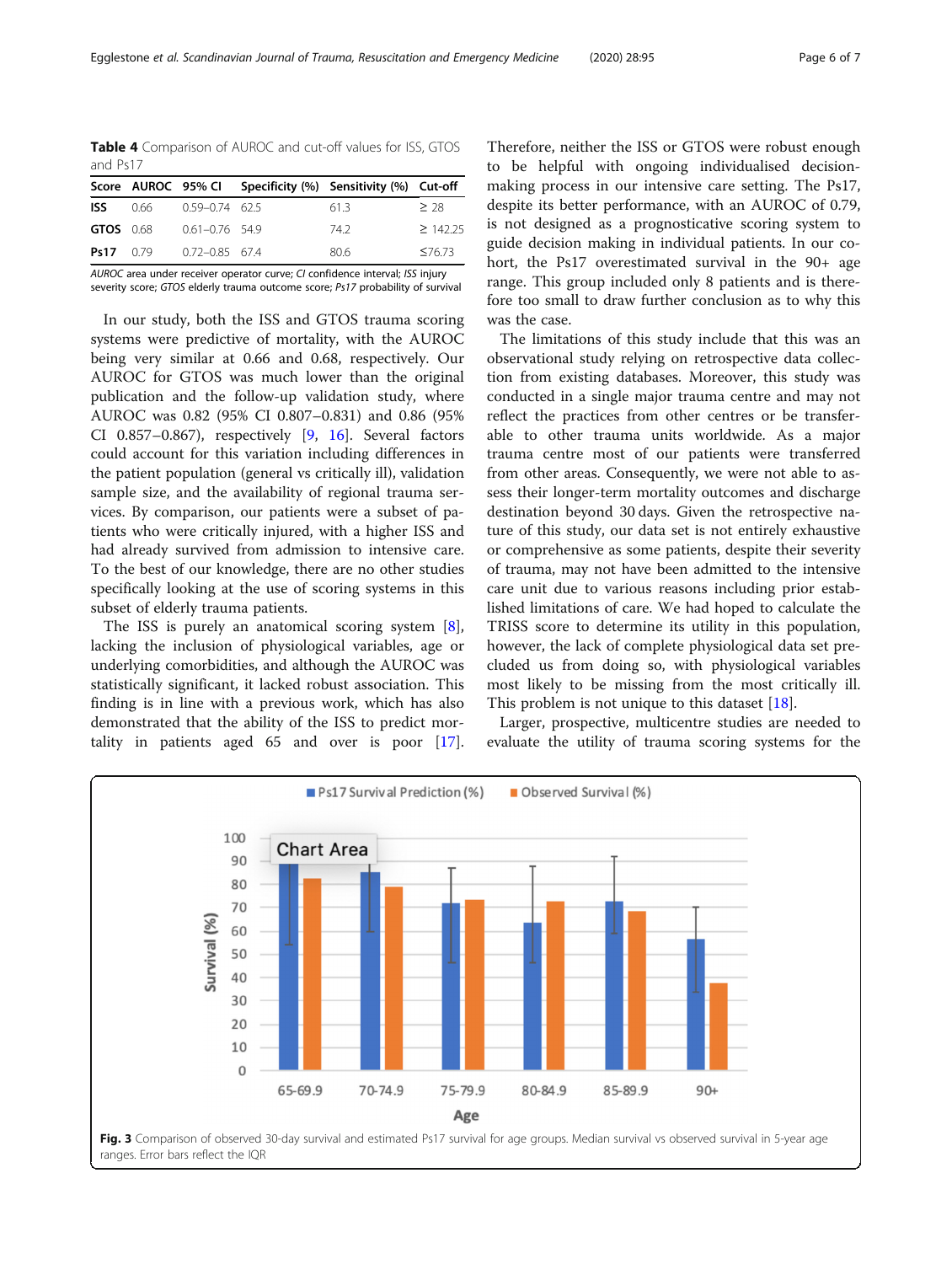**Table 4** Comparison of AUROC and cut-off values for ISS, GTOS and Ps17

| Score | AUROC | 95% CI | Specificity (%) | Sensitivity (%) | Cut-off |
|---|---|---|---|---|---|
| **ISS** | 0.66 | 0.59–0.74 | 62.5 | 61.3 | ≥ 28 |
| **GTOS** | 0.68 | 0.61–0.76 | 54.9 | 74.2 | ≥ 142.25 |
| **Ps17** | 0.79 | 0.72–0.85 | 67.4 | 80.6 | ≤76.73 |

*AUROC* area under receiver operator curve; *CI* confidence interval; *ISS* injury severity score; *GTOS* elderly trauma outcome score; *Ps17* probability of survival

In our study, both the ISS and GTOS trauma scoring systems were predictive of mortality, with the AUROC being very similar at 0.66 and 0.68, respectively. Our AUROC for GTOS was much lower than the original publication and the follow-up validation study, where AUROC was 0.82 (95% CI 0.807–0.831) and 0.86 (95% CI 0.857–0.867), respectively [9, 16]. Several factors could account for this variation including differences in the patient population (general vs critically ill), validation sample size, and the availability of regional trauma services. By comparison, our patients were a subset of patients who were critically injured, with a higher ISS and had already survived from admission to intensive care. To the best of our knowledge, there are no other studies specifically looking at the use of scoring systems in this subset of elderly trauma patients.

The ISS is purely an anatomical scoring system [8], lacking the inclusion of physiological variables, age or underlying comorbidities, and although the AUROC was statistically significant, it lacked robust association. This finding is in line with a previous work, which has also demonstrated that the ability of the ISS to predict mortality in patients aged 65 and over is poor [17]. Therefore, neither the ISS or GTOS were robust enough to be helpful with ongoing individualised decision-making process in our intensive care setting. The Ps17, despite its better performance, with an AUROC of 0.79, is not designed as a prognostic scoring system to guide decision making in individual patients. In our cohort, the Ps17 overestimated survival in the 90+ age range. This group included only 8 patients and is therefore too small to draw further conclusion as to why this was the case.

The limitations of this study include that this was an observational study relying on retrospective data collection from existing databases. Moreover, this study was conducted in a single major trauma centre and may not reflect the practices from other centres or be transferable to other trauma units worldwide. As a major trauma centre most of our patients were transferred from other areas. Consequently, we were not able to assess their longer-term mortality outcomes and discharge destination beyond 30 days. Given the retrospective nature of this study, our data set is not entirely exhaustive or comprehensive as some patients, despite their severity of trauma, may not have been admitted to the intensive care unit due to various reasons including prior established limitations of care. We had hoped to calculate the TRISS score to determine its utility in this population, however, the lack of complete physiological data set precluded us from doing so, with physiological variables most likely to be missing from the most critically ill. This problem is not unique to this dataset [18].

Larger, prospective, multicentre studies are needed to evaluate the utility of trauma scoring systems for the

**Fig. 3** Comparison of observed 30-day survival and estimated Ps17 survival for age groups. Median survival vs observed survival in 5-year age ranges. Error bars reflect the IQR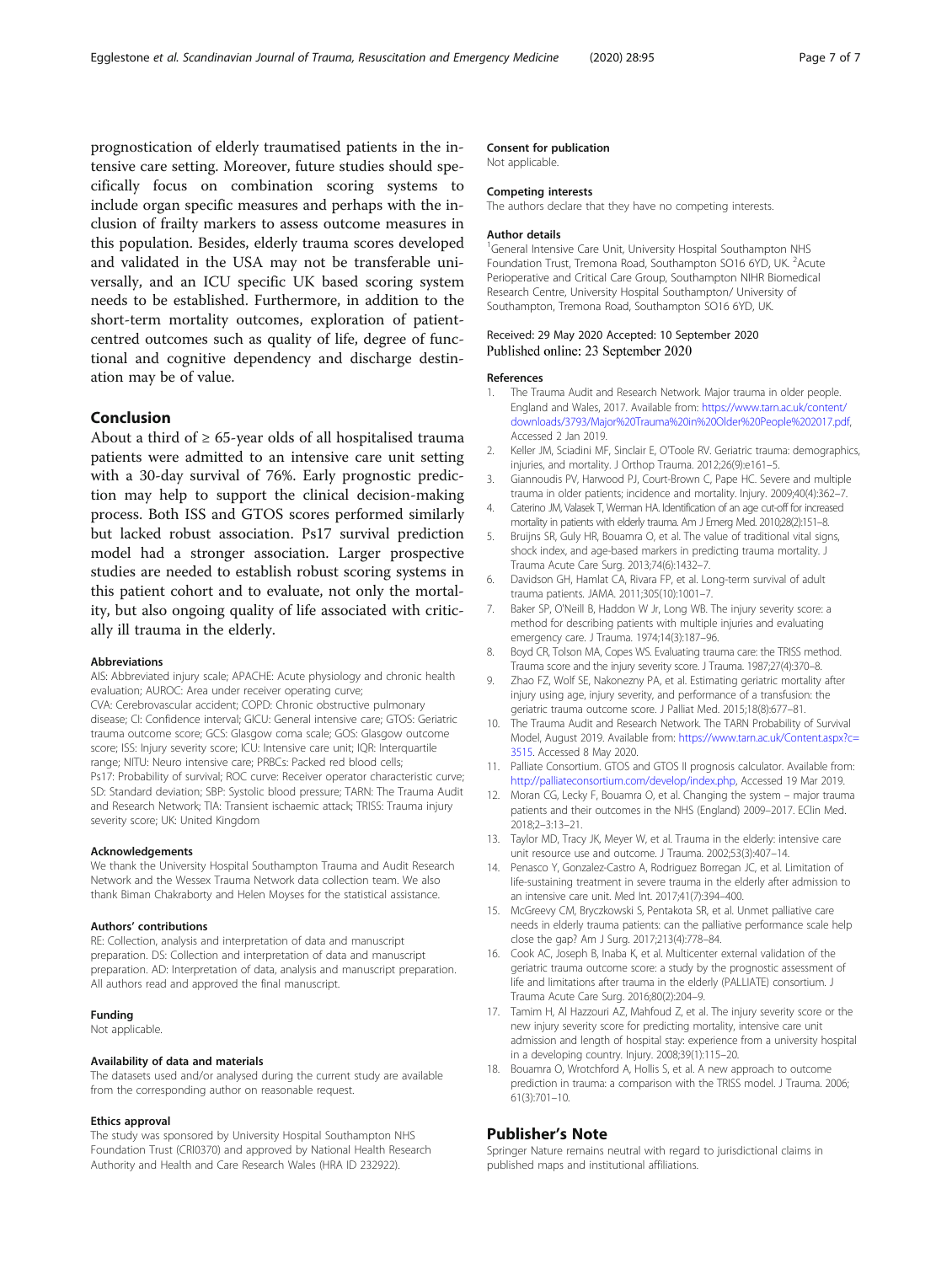prognostication of elderly traumatised patients in the intensive care setting. Moreover, future studies should specifically focus on combination scoring systems to include organ specific measures and perhaps with the inclusion of frailty markers to assess outcome measures in this population. Besides, elderly trauma scores developed and validated in the USA may not be transferable universally, and an ICU specific UK based scoring system needs to be established. Furthermore, in addition to the short-term mortality outcomes, exploration of patient-centred outcomes such as quality of life, degree of functional and cognitive dependency and discharge destination may be of value.

## Conclusion

About a third of ≥ 65-year olds of all hospitalised trauma patients were admitted to an intensive care unit setting with a 30-day survival of 76%. Early prognostic prediction may help to support the clinical decision-making process. Both ISS and GTOS scores performed similarly but lacked robust association. Ps17 survival prediction model had a stronger association. Larger prospective studies are needed to establish robust scoring systems in this patient cohort and to evaluate, not only the mortality, but also ongoing quality of life associated with critically ill trauma in the elderly.

#### Abbreviations

AIS: Abbreviated injury scale; APACHE: Acute physiology and chronic health evaluation; AUROC: Area under receiver operating curve; CVA: Cerebrovascular accident; COPD: Chronic obstructive pulmonary disease; CI: Confidence interval; GICU: General intensive care; GTOS: Geriatric trauma outcome score; GCS: Glasgow coma scale; GOS: Glasgow outcome score; ISS: Injury severity score; ICU: Intensive care unit; IQR: Interquartile range; NITU: Neuro intensive care; PRBCs: Packed red blood cells; Ps17: Probability of survival; ROC curve: Receiver operator characteristic curve; SD: Standard deviation; SBP: Systolic blood pressure; TARN: The Trauma Audit and Research Network; TIA: Transient ischaemic attack; TRISS: Trauma injury severity score; UK: United Kingdom

#### Acknowledgements

We thank the University Hospital Southampton Trauma and Audit Research Network and the Wessex Trauma Network data collection team. We also thank Biman Chakraborty and Helen Moyses for the statistical assistance.

#### Authors' contributions

RE: Collection, analysis and interpretation of data and manuscript preparation. DS: Collection and interpretation of data and manuscript preparation. AD: Interpretation of data, analysis and manuscript preparation. All authors read and approved the final manuscript.

#### Funding

Not applicable.

#### Availability of data and materials

The datasets used and/or analysed during the current study are available from the corresponding author on reasonable request.

#### Ethics approval

The study was sponsored by University Hospital Southampton NHS Foundation Trust (CRI0370) and approved by National Health Research Authority and Health and Care Research Wales (HRA ID 232922).

#### Consent for publication

Not applicable.

#### Competing interests

The authors declare that they have no competing interests.

#### Author details

[1]General Intensive Care Unit, University Hospital Southampton NHS Foundation Trust, Tremona Road, Southampton SO16 6YD, UK. [2]Acute Perioperative and Critical Care Group, Southampton NIHR Biomedical Research Centre, University Hospital Southampton/ University of Southampton, Tremona Road, Southampton SO16 6YD, UK.

Received: 29 May 2020 Accepted: 10 September 2020
Published online: 23 September 2020

#### References

1. The Trauma Audit and Research Network. Major trauma in older people. England and Wales, 2017. Available from: https://www.tarn.ac.uk/content/downloads/3793/Major%20Trauma%20in%20Older%20People%202017.pdf, Accessed 2 Jan 2019.
2. Keller JM, Sciadini MF, Sinclair E, O'Toole RV. Geriatric trauma: demographics, injuries, and mortality. J Orthop Trauma. 2012;26(9):e161–5.
3. Giannoudis PV, Harwood PJ, Court-Brown C, Pape HC. Severe and multiple trauma in older patients; incidence and mortality. Injury. 2009;40(4):362–7.
4. Caterino JM, Valasek T, Werman HA. Identification of an age cut-off for increased mortality in patients with elderly trauma. Am J Emerg Med. 2010;28(2):151–8.
5. Bruijns SR, Guly HR, Bouamra O, et al. The value of traditional vital signs, shock index, and age-based markers in predicting trauma mortality. J Trauma Acute Care Surg. 2013;74(6):1432–7.
6. Davidson GH, Hamlat CA, Rivara FP, et al. Long-term survival of adult trauma patients. JAMA. 2011;305(10):1001–7.
7. Baker SP, O'Neill B, Haddon W Jr, Long WB. The injury severity score: a method for describing patients with multiple injuries and evaluating emergency care. J Trauma. 1974;14(3):187–96.
8. Boyd CR, Tolson MA, Copes WS. Evaluating trauma care: the TRISS method. Trauma score and the injury severity score. J Trauma. 1987;27(4):370–8.
9. Zhao FZ, Wolf SE, Nakonezny PA, et al. Estimating geriatric mortality after injury using age, injury severity, and performance of a transfusion: the geriatric trauma outcome score. J Palliat Med. 2015;18(8):677–81.
10. The Trauma Audit and Research Network. The TARN Probability of Survival Model, August 2019. Available from: https://www.tarn.ac.uk/Content.aspx?c=3515. Accessed 8 May 2020.
11. Palliate Consortium. GTOS and GTOS II prognosis calculator. Available from: http://palliateconsortium.com/develop/index.php, Accessed 19 Mar 2019.
12. Moran CG, Lecky F, Bouamra O, et al. Changing the system – major trauma patients and their outcomes in the NHS (England) 2009–2017. EClin Med. 2018;2–3:13–21.
13. Taylor MD, Tracy JK, Meyer W, et al. Trauma in the elderly: intensive care unit resource use and outcome. J Trauma. 2002;53(3):407–14.
14. Penasco Y, Gonzalez-Castro A, Rodriguez Borregan JC, et al. Limitation of life-sustaining treatment in severe trauma in the elderly after admission to an intensive care unit. Med Int. 2017;41(7):394–400.
15. McGreevy CM, Bryczkowski S, Pentakota SR, et al. Unmet palliative care needs in elderly trauma patients: can the palliative performance scale help close the gap? Am J Surg. 2017;213(4):778–84.
16. Cook AC, Joseph B, Inaba K, et al. Multicenter external validation of the geriatric trauma outcome score: a study by the prognostic assessment of life and limitations after trauma in the elderly (PALLIATE) consortium. J Trauma Acute Care Surg. 2016;80(2):204–9.
17. Tamim H, Al Hazzouri AZ, Mahfoud Z, et al. The injury severity score or the new injury severity score for predicting mortality, intensive care unit admission and length of hospital stay: experience from a university hospital in a developing country. Injury. 2008;39(1):115–20.
18. Bouamra O, Wrotchford A, Hollis S, et al. A new approach to outcome prediction in trauma: a comparison with the TRISS model. J Trauma. 2006;61(3):701–10.

## Publisher's Note

Springer Nature remains neutral with regard to jurisdictional claims in published maps and institutional affiliations.